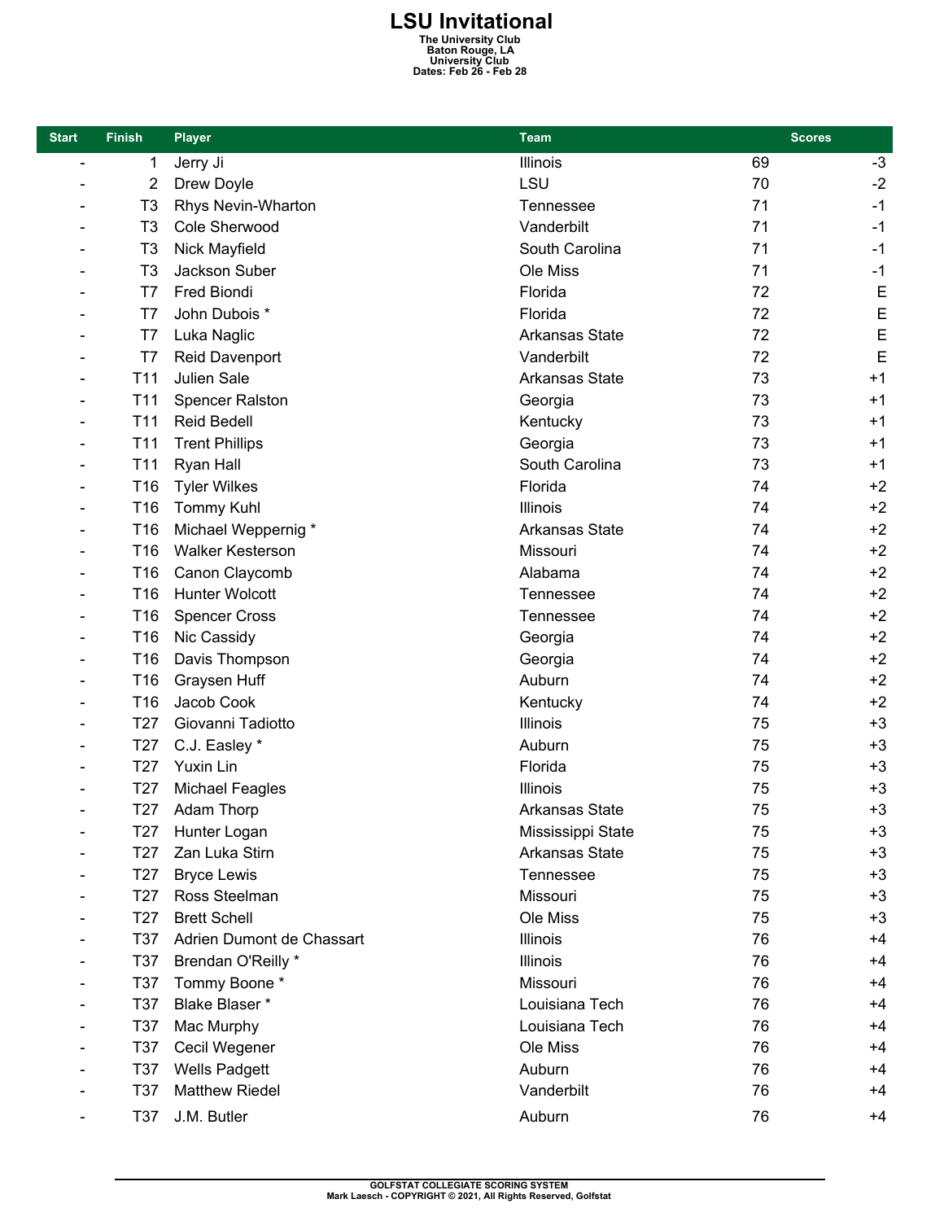# LSU Invitational

**The University Club**
**Baton Rouge, LA**
**University Club**
**Dates: Feb 26 - Feb 28**

| Start | Finish | Player | Team | Scores | |
|---|---|---|---|---|---|
| - | 1 | Jerry Ji | Illinois | 69 | -3 |
| - | 2 | Drew Doyle | LSU | 70 | -2 |
| - | T3 | Rhys Nevin-Wharton | Tennessee | 71 | -1 |
| - | T3 | Cole Sherwood | Vanderbilt | 71 | -1 |
| - | T3 | Nick Mayfield | South Carolina | 71 | -1 |
| - | T3 | Jackson Suber | Ole Miss | 71 | -1 |
| - | T7 | Fred Biondi | Florida | 72 | E |
| - | T7 | John Dubois * | Florida | 72 | E |
| - | T7 | Luka Naglic | Arkansas State | 72 | E |
| - | T7 | Reid Davenport | Vanderbilt | 72 | E |
| - | T11 | Julien Sale | Arkansas State | 73 | +1 |
| - | T11 | Spencer Ralston | Georgia | 73 | +1 |
| - | T11 | Reid Bedell | Kentucky | 73 | +1 |
| - | T11 | Trent Phillips | Georgia | 73 | +1 |
| - | T11 | Ryan Hall | South Carolina | 73 | +1 |
| - | T16 | Tyler Wilkes | Florida | 74 | +2 |
| - | T16 | Tommy Kuhl | Illinois | 74 | +2 |
| - | T16 | Michael Weppernig * | Arkansas State | 74 | +2 |
| - | T16 | Walker Kesterson | Missouri | 74 | +2 |
| - | T16 | Canon Claycomb | Alabama | 74 | +2 |
| - | T16 | Hunter Wolcott | Tennessee | 74 | +2 |
| - | T16 | Spencer Cross | Tennessee | 74 | +2 |
| - | T16 | Nic Cassidy | Georgia | 74 | +2 |
| - | T16 | Davis Thompson | Georgia | 74 | +2 |
| - | T16 | Graysen Huff | Auburn | 74 | +2 |
| - | T16 | Jacob Cook | Kentucky | 74 | +2 |
| - | T27 | Giovanni Tadiotto | Illinois | 75 | +3 |
| - | T27 | C.J. Easley * | Auburn | 75 | +3 |
| - | T27 | Yuxin Lin | Florida | 75 | +3 |
| - | T27 | Michael Feagles | Illinois | 75 | +3 |
| - | T27 | Adam Thorp | Arkansas State | 75 | +3 |
| - | T27 | Hunter Logan | Mississippi State | 75 | +3 |
| - | T27 | Zan Luka Stirn | Arkansas State | 75 | +3 |
| - | T27 | Bryce Lewis | Tennessee | 75 | +3 |
| - | T27 | Ross Steelman | Missouri | 75 | +3 |
| - | T27 | Brett Schell | Ole Miss | 75 | +3 |
| - | T37 | Adrien Dumont de Chassart | Illinois | 76 | +4 |
| - | T37 | Brendan O'Reilly * | Illinois | 76 | +4 |
| - | T37 | Tommy Boone * | Missouri | 76 | +4 |
| - | T37 | Blake Blaser * | Louisiana Tech | 76 | +4 |
| - | T37 | Mac Murphy | Louisiana Tech | 76 | +4 |
| - | T37 | Cecil Wegener | Ole Miss | 76 | +4 |
| - | T37 | Wells Padgett | Auburn | 76 | +4 |
| - | T37 | Matthew Riedel | Vanderbilt | 76 | +4 |
| - | T37 | J.M. Butler | Auburn | 76 | +4 |

GOLFSTAT COLLEGIATE SCORING SYSTEM
Mark Laesch - COPYRIGHT © 2021, All Rights Reserved, Golfstat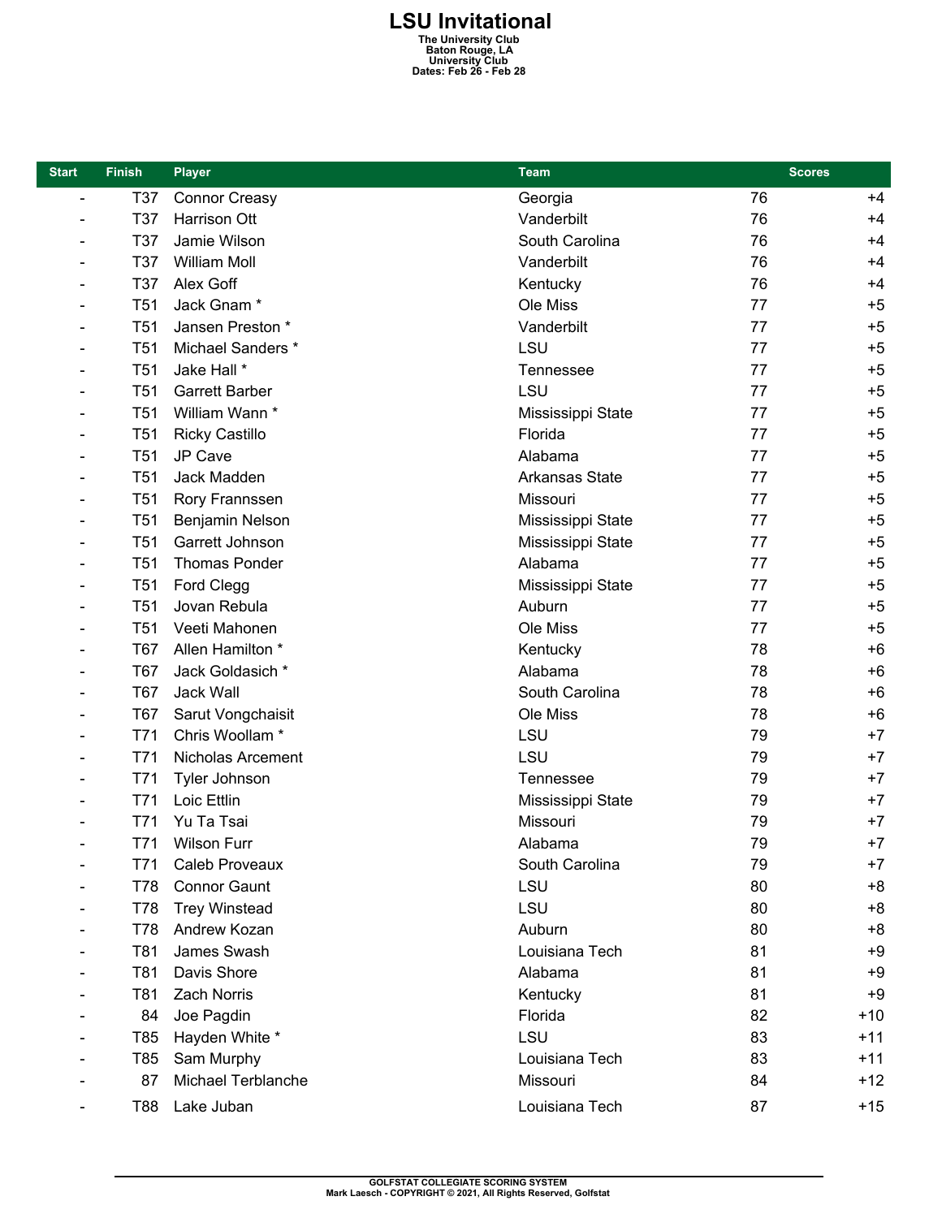# LSU Invitational

**The University Club**
**Baton Rouge, LA**
**University Club**
**Dates: Feb 26 - Feb 28**

| Start | Finish | Player | Team | Scores | |
|---|---|---|---|---|---|
| - | T37 | Connor Creasy | Georgia | 76 | +4 |
| - | T37 | Harrison Ott | Vanderbilt | 76 | +4 |
| - | T37 | Jamie Wilson | South Carolina | 76 | +4 |
| - | T37 | William Moll | Vanderbilt | 76 | +4 |
| - | T37 | Alex Goff | Kentucky | 76 | +4 |
| - | T51 | Jack Gnam * | Ole Miss | 77 | +5 |
| - | T51 | Jansen Preston * | Vanderbilt | 77 | +5 |
| - | T51 | Michael Sanders * | LSU | 77 | +5 |
| - | T51 | Jake Hall * | Tennessee | 77 | +5 |
| - | T51 | Garrett Barber | LSU | 77 | +5 |
| - | T51 | William Wann * | Mississippi State | 77 | +5 |
| - | T51 | Ricky Castillo | Florida | 77 | +5 |
| - | T51 | JP Cave | Alabama | 77 | +5 |
| - | T51 | Jack Madden | Arkansas State | 77 | +5 |
| - | T51 | Rory Frannssen | Missouri | 77 | +5 |
| - | T51 | Benjamin Nelson | Mississippi State | 77 | +5 |
| - | T51 | Garrett Johnson | Mississippi State | 77 | +5 |
| - | T51 | Thomas Ponder | Alabama | 77 | +5 |
| - | T51 | Ford Clegg | Mississippi State | 77 | +5 |
| - | T51 | Jovan Rebula | Auburn | 77 | +5 |
| - | T51 | Veeti Mahonen | Ole Miss | 77 | +5 |
| - | T67 | Allen Hamilton * | Kentucky | 78 | +6 |
| - | T67 | Jack Goldasich * | Alabama | 78 | +6 |
| - | T67 | Jack Wall | South Carolina | 78 | +6 |
| - | T67 | Sarut Vongchaisit | Ole Miss | 78 | +6 |
| - | T71 | Chris Woollam * | LSU | 79 | +7 |
| - | T71 | Nicholas Arcement | LSU | 79 | +7 |
| - | T71 | Tyler Johnson | Tennessee | 79 | +7 |
| - | T71 | Loic Ettlin | Mississippi State | 79 | +7 |
| - | T71 | Yu Ta Tsai | Missouri | 79 | +7 |
| - | T71 | Wilson Furr | Alabama | 79 | +7 |
| - | T71 | Caleb Proveaux | South Carolina | 79 | +7 |
| - | T78 | Connor Gaunt | LSU | 80 | +8 |
| - | T78 | Trey Winstead | LSU | 80 | +8 |
| - | T78 | Andrew Kozan | Auburn | 80 | +8 |
| - | T81 | James Swash | Louisiana Tech | 81 | +9 |
| - | T81 | Davis Shore | Alabama | 81 | +9 |
| - | T81 | Zach Norris | Kentucky | 81 | +9 |
| - | 84 | Joe Pagdin | Florida | 82 | +10 |
| - | T85 | Hayden White * | LSU | 83 | +11 |
| - | T85 | Sam Murphy | Louisiana Tech | 83 | +11 |
| - | 87 | Michael Terblanche | Missouri | 84 | +12 |
| - | T88 | Lake Juban | Louisiana Tech | 87 | +15 |

GOLFSTAT COLLEGIATE SCORING SYSTEM
Mark Laesch - COPYRIGHT © 2021, All Rights Reserved, Golfstat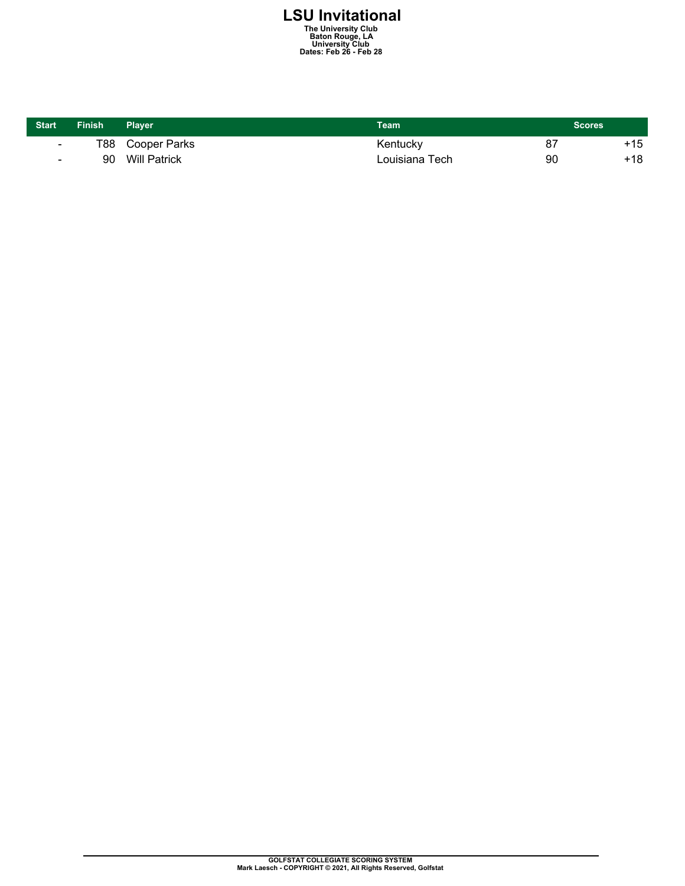# LSU Invitational

**The University Club**
**Baton Rouge, LA**
**University Club**
**Dates: Feb 26 - Feb 28**

| Start | Finish | Player | Team | Scores | |
|---|---|---|---|---|---|
| - | T88 | Cooper Parks | Kentucky | 87 | +15 |
| - | 90 | Will Patrick | Louisiana Tech | 90 | +18 |

**GOLFSTAT COLLEGIATE SCORING SYSTEM**
**Mark Laesch - COPYRIGHT © 2021, All Rights Reserved, Golfstat**